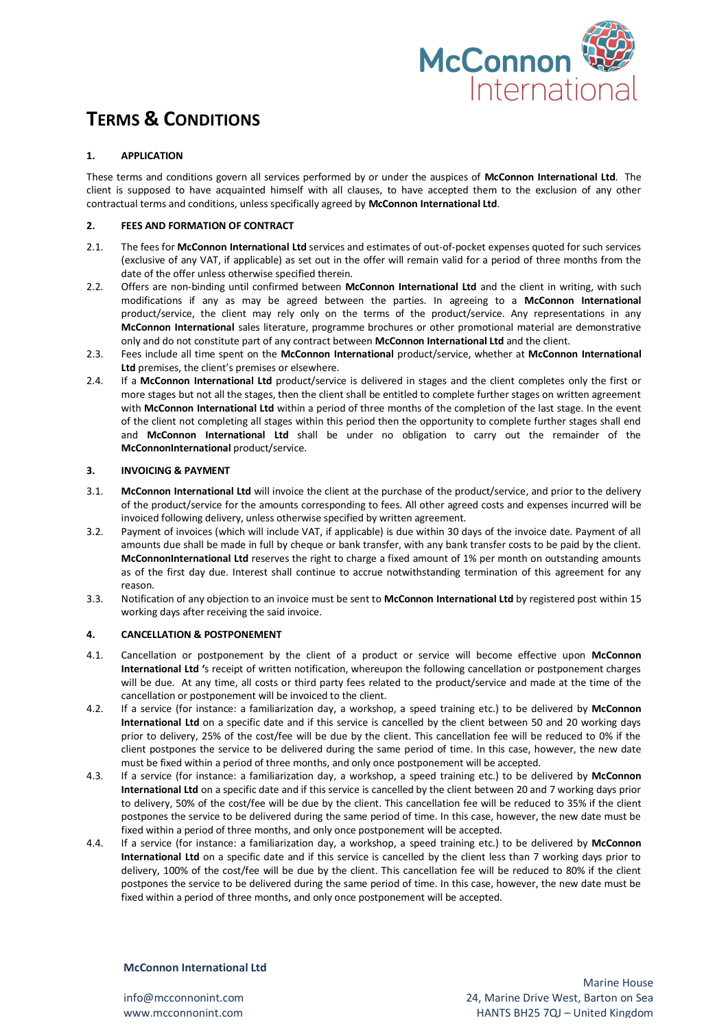# TERMS & CONDITIONS

## 1. APPLICATION

These terms and conditions govern all services performed by or under the auspices of **McConnon International Ltd**. The client is supposed to have acquainted himself with all clauses, to have accepted them to the exclusion of any other contractual terms and conditions, unless specifically agreed by **McConnon International Ltd**.

## 2. FEES AND FORMATION OF CONTRACT

2.1. The fees for **McConnon International Ltd** services and estimates of out-of-pocket expenses quoted for such services (exclusive of any VAT, if applicable) as set out in the offer will remain valid for a period of three months from the date of the offer unless otherwise specified therein.

2.2. Offers are non-binding until confirmed between **McConnon International Ltd** and the client in writing, with such modifications if any as may be agreed between the parties. In agreeing to a **McConnon International** product/service, the client may rely only on the terms of the product/service. Any representations in any **McConnon International** sales literature, programme brochures or other promotional material are demonstrative only and do not constitute part of any contract between **McConnon International Ltd** and the client.

2.3. Fees include all time spent on the **McConnon International** product/service, whether at **McConnon International Ltd** premises, the client's premises or elsewhere.

2.4. If a **McConnon International Ltd** product/service is delivered in stages and the client completes only the first or more stages but not all the stages, then the client shall be entitled to complete further stages on written agreement with **McConnon International Ltd** within a period of three months of the completion of the last stage. In the event of the client not completing all stages within this period then the opportunity to complete further stages shall end and **McConnon International Ltd** shall be under no obligation to carry out the remainder of the **McConnonInternational** product/service.

## 3. INVOICING & PAYMENT

3.1. **McConnon International Ltd** will invoice the client at the purchase of the product/service, and prior to the delivery of the product/service for the amounts corresponding to fees. All other agreed costs and expenses incurred will be invoiced following delivery, unless otherwise specified by written agreement.

3.2. Payment of invoices (which will include VAT, if applicable) is due within 30 days of the invoice date. Payment of all amounts due shall be made in full by cheque or bank transfer, with any bank transfer costs to be paid by the client. **McConnonInternational Ltd** reserves the right to charge a fixed amount of 1% per month on outstanding amounts as of the first day due. Interest shall continue to accrue notwithstanding termination of this agreement for any reason.

3.3. Notification of any objection to an invoice must be sent to **McConnon International Ltd** by registered post within 15 working days after receiving the said invoice.

## 4. CANCELLATION & POSTPONEMENT

4.1. Cancellation or postponement by the client of a product or service will become effective upon **McConnon International Ltd '**s receipt of written notification, whereupon the following cancellation or postponement charges will be due. At any time, all costs or third party fees related to the product/service and made at the time of the cancellation or postponement will be invoiced to the client.

4.2. If a service (for instance: a familiarization day, a workshop, a speed training etc.) to be delivered by **McConnon International Ltd** on a specific date and if this service is cancelled by the client between 50 and 20 working days prior to delivery, 25% of the cost/fee will be due by the client. This cancellation fee will be reduced to 0% if the client postpones the service to be delivered during the same period of time. In this case, however, the new date must be fixed within a period of three months, and only once postponement will be accepted.

4.3. If a service (for instance: a familiarization day, a workshop, a speed training etc.) to be delivered by **McConnon International Ltd** on a specific date and if this service is cancelled by the client between 20 and 7 working days prior to delivery, 50% of the cost/fee will be due by the client. This cancellation fee will be reduced to 35% if the client postpones the service to be delivered during the same period of time. In this case, however, the new date must be fixed within a period of three months, and only once postponement will be accepted.

4.4. If a service (for instance: a familiarization day, a workshop, a speed training etc.) to be delivered by **McConnon International Ltd** on a specific date and if this service is cancelled by the client less than 7 working days prior to delivery, 100% of the cost/fee will be due by the client. This cancellation fee will be reduced to 80% if the client postpones the service to be delivered during the same period of time. In this case, however, the new date must be fixed within a period of three months, and only once postponement will be accepted.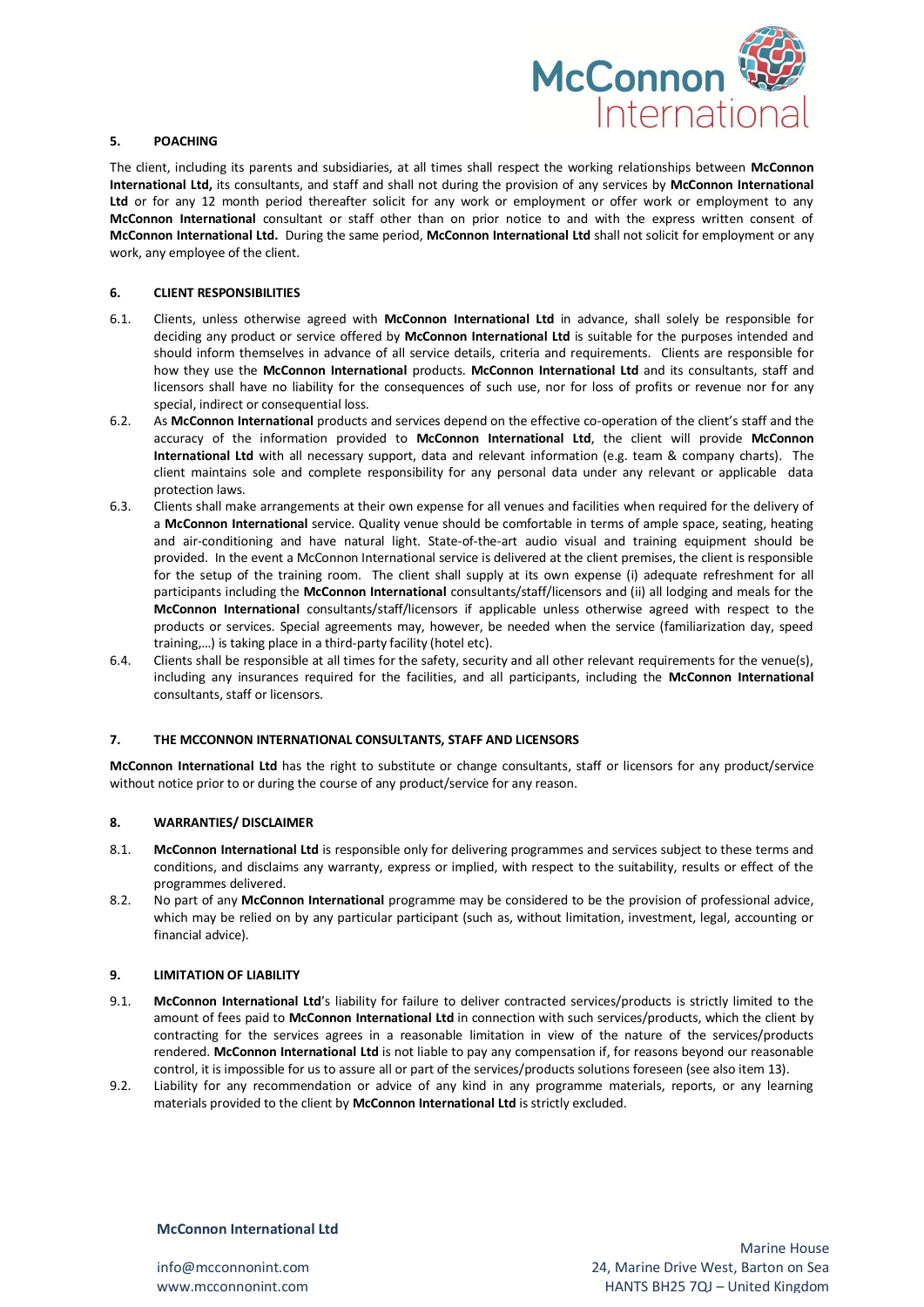## 5. POACHING

The client, including its parents and subsidiaries, at all times shall respect the working relationships between **McConnon International Ltd,** its consultants, and staff and shall not during the provision of any services by **McConnon International Ltd** or for any 12 month period thereafter solicit for any work or employment or offer work or employment to any **McConnon International** consultant or staff other than on prior notice to and with the express written consent of **McConnon International Ltd.** During the same period, **McConnon International Ltd** shall not solicit for employment or any work, any employee of the client.

## 6. CLIENT RESPONSIBILITIES

6.1. Clients, unless otherwise agreed with **McConnon International Ltd** in advance, shall solely be responsible for deciding any product or service offered by **McConnon International Ltd** is suitable for the purposes intended and should inform themselves in advance of all service details, criteria and requirements. Clients are responsible for how they use the **McConnon International** products. **McConnon International Ltd** and its consultants, staff and licensors shall have no liability for the consequences of such use, nor for loss of profits or revenue nor for any special, indirect or consequential loss.

6.2. As **McConnon International** products and services depend on the effective co-operation of the client's staff and the accuracy of the information provided to **McConnon International Ltd**, the client will provide **McConnon International Ltd** with all necessary support, data and relevant information (e.g. team & company charts). The client maintains sole and complete responsibility for any personal data under any relevant or applicable data protection laws.

6.3. Clients shall make arrangements at their own expense for all venues and facilities when required for the delivery of a **McConnon International** service. Quality venue should be comfortable in terms of ample space, seating, heating and air-conditioning and have natural light. State-of-the-art audio visual and training equipment should be provided. In the event a McConnon International service is delivered at the client premises, the client is responsible for the setup of the training room. The client shall supply at its own expense (i) adequate refreshment for all participants including the **McConnon International** consultants/staff/licensors and (ii) all lodging and meals for the **McConnon International** consultants/staff/licensors if applicable unless otherwise agreed with respect to the products or services. Special agreements may, however, be needed when the service (familiarization day, speed training,...) is taking place in a third-party facility (hotel etc).

6.4. Clients shall be responsible at all times for the safety, security and all other relevant requirements for the venue(s), including any insurances required for the facilities, and all participants, including the **McConnon International** consultants, staff or licensors.

## 7. THE MCCONNON INTERNATIONAL CONSULTANTS, STAFF AND LICENSORS

**McConnon International Ltd** has the right to substitute or change consultants, staff or licensors for any product/service without notice prior to or during the course of any product/service for any reason.

## 8. WARRANTIES/ DISCLAIMER

8.1. **McConnon International Ltd** is responsible only for delivering programmes and services subject to these terms and conditions, and disclaims any warranty, express or implied, with respect to the suitability, results or effect of the programmes delivered.

8.2. No part of any **McConnon International** programme may be considered to be the provision of professional advice, which may be relied on by any particular participant (such as, without limitation, investment, legal, accounting or financial advice).

## 9. LIMITATION OF LIABILITY

9.1. **McConnon International Ltd**'s liability for failure to deliver contracted services/products is strictly limited to the amount of fees paid to **McConnon International Ltd** in connection with such services/products, which the client by contracting for the services agrees in a reasonable limitation in view of the nature of the services/products rendered. **McConnon International Ltd** is not liable to pay any compensation if, for reasons beyond our reasonable control, it is impossible for us to assure all or part of the services/products solutions foreseen (see also item 13).

9.2. Liability for any recommendation or advice of any kind in any programme materials, reports, or any learning materials provided to the client by **McConnon International Ltd** is strictly excluded.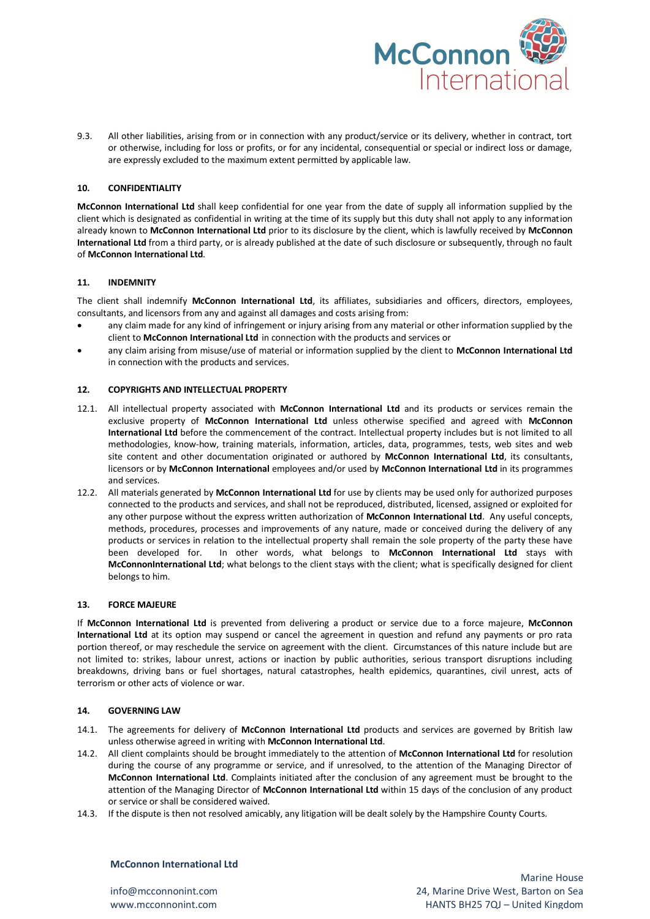9.3. All other liabilities, arising from or in connection with any product/service or its delivery, whether in contract, tort or otherwise, including for loss or profits, or for any incidental, consequential or special or indirect loss or damage, are expressly excluded to the maximum extent permitted by applicable law.

## 10. CONFIDENTIALITY

**McConnon International Ltd** shall keep confidential for one year from the date of supply all information supplied by the client which is designated as confidential in writing at the time of its supply but this duty shall not apply to any information already known to **McConnon International Ltd** prior to its disclosure by the client, which is lawfully received by **McConnon International Ltd** from a third party, or is already published at the date of such disclosure or subsequently, through no fault of **McConnon International Ltd**.

## 11. INDEMNITY

The client shall indemnify **McConnon International Ltd**, its affiliates, subsidiaries and officers, directors, employees, consultants, and licensors from any and against all damages and costs arising from:

- any claim made for any kind of infringement or injury arising from any material or other information supplied by the client to **McConnon International Ltd** in connection with the products and services or
- any claim arising from misuse/use of material or information supplied by the client to **McConnon International Ltd** in connection with the products and services.

## 12. COPYRIGHTS AND INTELLECTUAL PROPERTY

12.1. All intellectual property associated with **McConnon International Ltd** and its products or services remain the exclusive property of **McConnon International Ltd** unless otherwise specified and agreed with **McConnon International Ltd** before the commencement of the contract. Intellectual property includes but is not limited to all methodologies, know-how, training materials, information, articles, data, programmes, tests, web sites and web site content and other documentation originated or authored by **McConnon International Ltd**, its consultants, licensors or by **McConnon International** employees and/or used by **McConnon International Ltd** in its programmes and services.

12.2. All materials generated by **McConnon International Ltd** for use by clients may be used only for authorized purposes connected to the products and services, and shall not be reproduced, distributed, licensed, assigned or exploited for any other purpose without the express written authorization of **McConnon International Ltd**. Any useful concepts, methods, procedures, processes and improvements of any nature, made or conceived during the delivery of any products or services in relation to the intellectual property shall remain the sole property of the party these have been developed for. In other words, what belongs to **McConnon International Ltd** stays with **McConnonInternational Ltd**; what belongs to the client stays with the client; what is specifically designed for client belongs to him.

## 13. FORCE MAJEURE

If **McConnon International Ltd** is prevented from delivering a product or service due to a force majeure, **McConnon International Ltd** at its option may suspend or cancel the agreement in question and refund any payments or pro rata portion thereof, or may reschedule the service on agreement with the client. Circumstances of this nature include but are not limited to: strikes, labour unrest, actions or inaction by public authorities, serious transport disruptions including breakdowns, driving bans or fuel shortages, natural catastrophes, health epidemics, quarantines, civil unrest, acts of terrorism or other acts of violence or war.

## 14. GOVERNING LAW

14.1. The agreements for delivery of **McConnon International Ltd** products and services are governed by British law unless otherwise agreed in writing with **McConnon International Ltd**.

14.2. All client complaints should be brought immediately to the attention of **McConnon International Ltd** for resolution during the course of any programme or service, and if unresolved, to the attention of the Managing Director of **McConnon International Ltd**. Complaints initiated after the conclusion of any agreement must be brought to the attention of the Managing Director of **McConnon International Ltd** within 15 days of the conclusion of any product or service or shall be considered waived.

14.3. If the dispute is then not resolved amicably, any litigation will be dealt solely by the Hampshire County Courts.